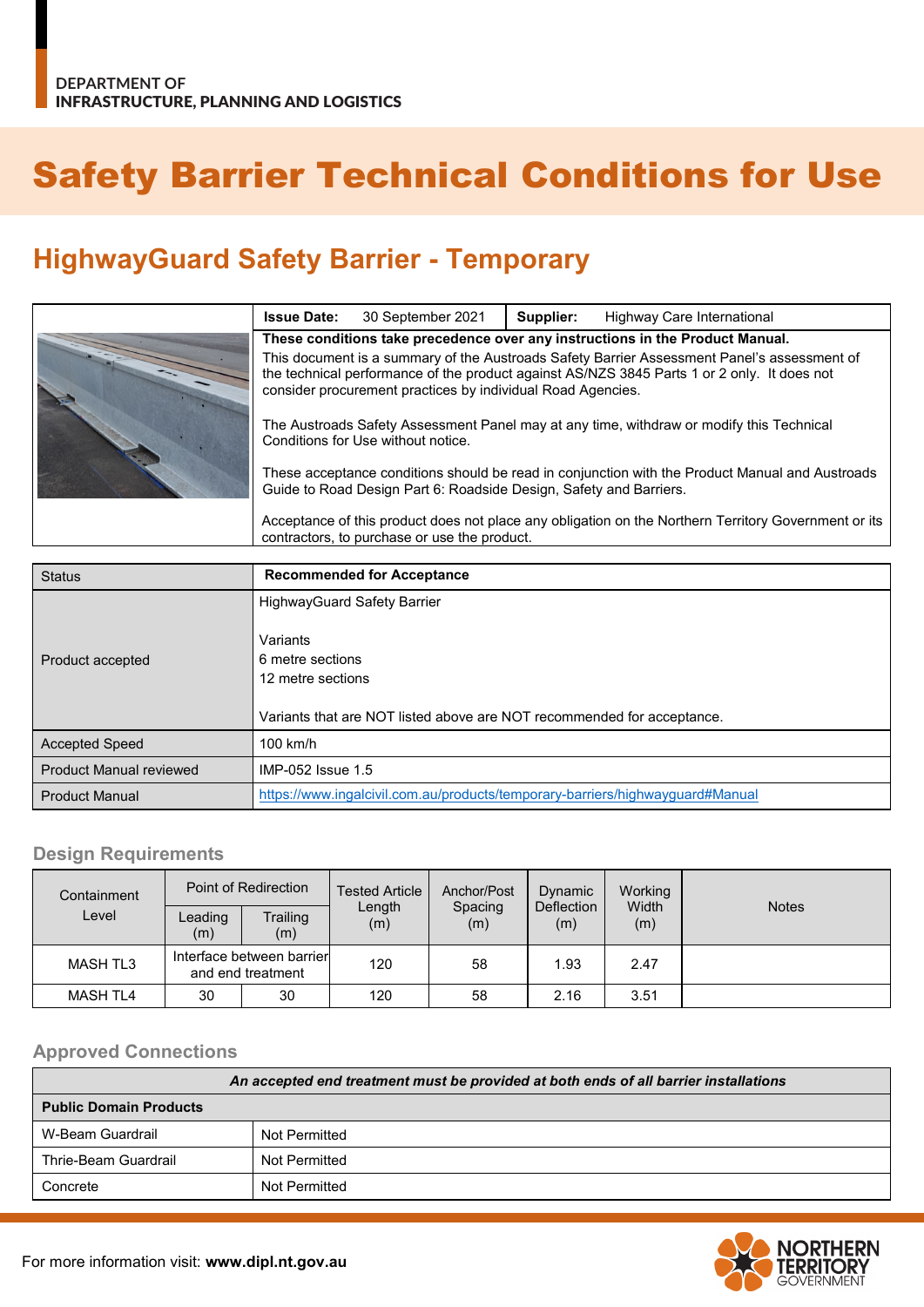DEPARTMENT OF
INFRASTRUCTURE, PLANNING AND LOGISTICS

# Safety Barrier Technical Conditions for Use

## HighwayGuard Safety Barrier - Temporary

| **Issue Date:** 30 September 2021 | **Supplier:** Highway Care International |
|---|---|

**These conditions take precedence over any instructions in the Product Manual.**

This document is a summary of the Austroads Safety Barrier Assessment Panel's assessment of the technical performance of the product against AS/NZS 3845 Parts 1 or 2 only. It does not consider procurement practices by individual Road Agencies.

The Austroads Safety Assessment Panel may at any time, withdraw or modify this Technical Conditions for Use without notice.

These acceptance conditions should be read in conjunction with the Product Manual and Austroads Guide to Road Design Part 6: Roadside Design, Safety and Barriers.

Acceptance of this product does not place any obligation on the Northern Territory Government or its contractors, to purchase or use the product.

| Status | **Recommended for Acceptance** |
|---|---|
| Product accepted | HighwayGuard Safety Barrier<br><br>Variants<br>6 metre sections<br>12 metre sections<br><br>Variants that are NOT listed above are NOT recommended for acceptance. |
| Accepted Speed | 100 km/h |
| Product Manual reviewed | IMP-052 Issue 1.5 |
| Product Manual | https://www.ingalcivil.com.au/products/temporary-barriers/highwayguard#Manual |

### Design Requirements

| Containment Level | Point of Redirection | | Tested Article Length (m) | Anchor/Post Spacing (m) | Dynamic Deflection (m) | Working Width (m) | Notes |
|---|---|---|---|---|---|---|---|
| | Leading (m) | Trailing (m) | | | | | |
| MASH TL3 | Interface between barrier and end treatment | | 120 | 58 | 1.93 | 2.47 | |
| MASH TL4 | 30 | 30 | 120 | 58 | 2.16 | 3.51 | |

### Approved Connections

| ***An accepted end treatment must be provided at both ends of all barrier installations*** | |
|---|---|
| **Public Domain Products** | |
| W-Beam Guardrail | Not Permitted |
| Thrie-Beam Guardrail | Not Permitted |
| Concrete | Not Permitted |

For more information visit: **www.dipl.nt.gov.au**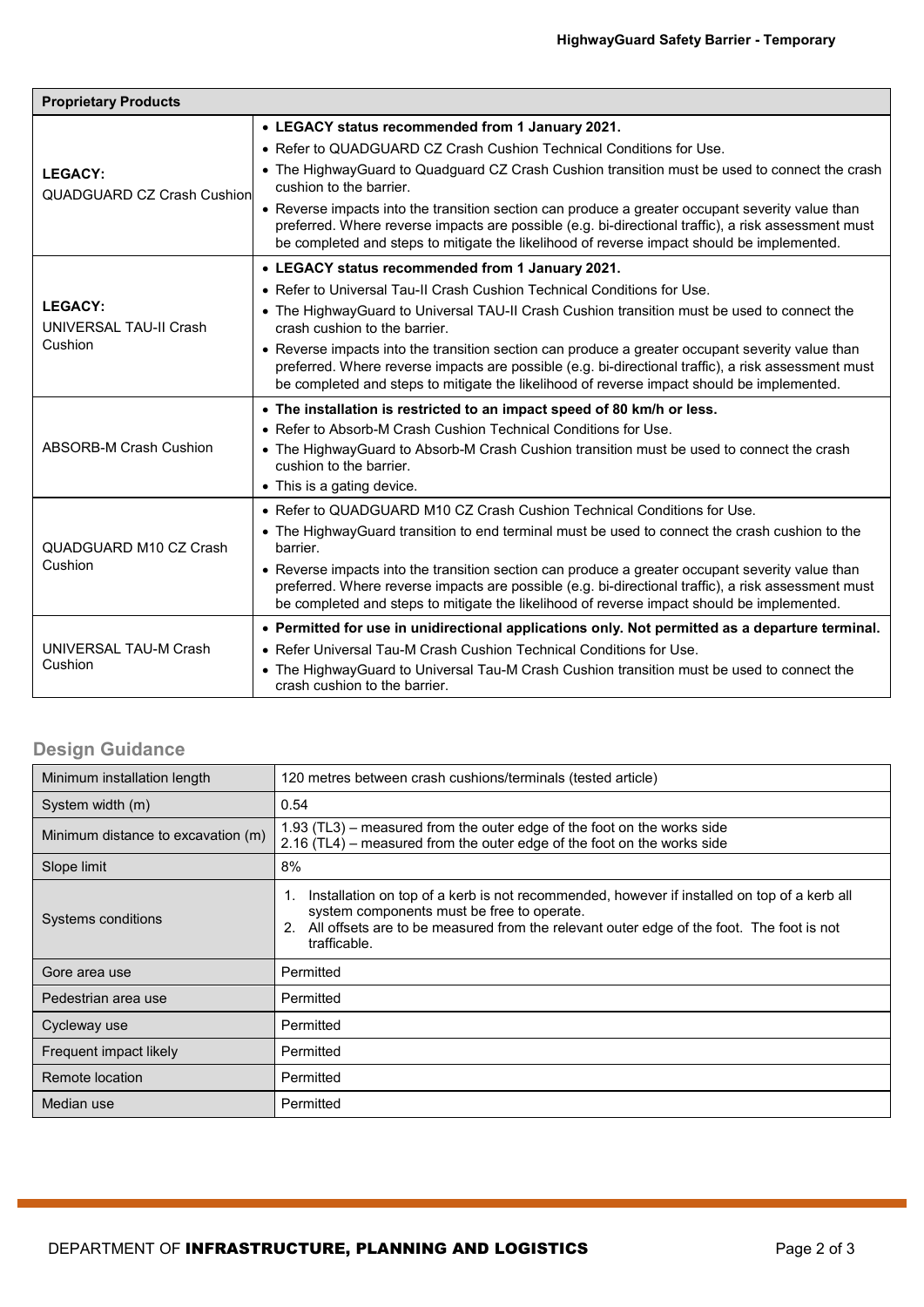| Proprietary Products | |
|---|---|
| **LEGACY:** QUADGUARD CZ Crash Cushion | • **LEGACY status recommended from 1 January 2021.**<br>• Refer to QUADGUARD CZ Crash Cushion Technical Conditions for Use.<br>• The HighwayGuard to Quadguard CZ Crash Cushion transition must be used to connect the crash cushion to the barrier.<br>• Reverse impacts into the transition section can produce a greater occupant severity value than preferred. Where reverse impacts are possible (e.g. bi-directional traffic), a risk assessment must be completed and steps to mitigate the likelihood of reverse impact should be implemented. |
| **LEGACY:** UNIVERSAL TAU-II Crash Cushion | • **LEGACY status recommended from 1 January 2021.**<br>• Refer to Universal Tau-II Crash Cushion Technical Conditions for Use.<br>• The HighwayGuard to Universal TAU-II Crash Cushion transition must be used to connect the crash cushion to the barrier.<br>• Reverse impacts into the transition section can produce a greater occupant severity value than preferred. Where reverse impacts are possible (e.g. bi-directional traffic), a risk assessment must be completed and steps to mitigate the likelihood of reverse impact should be implemented. |
| ABSORB-M Crash Cushion | • **The installation is restricted to an impact speed of 80 km/h or less.**<br>• Refer to Absorb-M Crash Cushion Technical Conditions for Use.<br>• The HighwayGuard to Absorb-M Crash Cushion transition must be used to connect the crash cushion to the barrier.<br>• This is a gating device. |
| QUADGUARD M10 CZ Crash Cushion | • Refer to QUADGUARD M10 CZ Crash Cushion Technical Conditions for Use.<br>• The HighwayGuard transition to end terminal must be used to connect the crash cushion to the barrier.<br>• Reverse impacts into the transition section can produce a greater occupant severity value than preferred. Where reverse impacts are possible (e.g. bi-directional traffic), a risk assessment must be completed and steps to mitigate the likelihood of reverse impact should be implemented. |
| UNIVERSAL TAU-M Crash Cushion | • **Permitted for use in unidirectional applications only. Not permitted as a departure terminal.**<br>• Refer Universal Tau-M Crash Cushion Technical Conditions for Use.<br>• The HighwayGuard to Universal Tau-M Crash Cushion transition must be used to connect the crash cushion to the barrier. |

## Design Guidance

| | |
|---|---|
| Minimum installation length | 120 metres between crash cushions/terminals (tested article) |
| System width (m) | 0.54 |
| Minimum distance to excavation (m) | 1.93 (TL3) – measured from the outer edge of the foot on the works side<br>2.16 (TL4) – measured from the outer edge of the foot on the works side |
| Slope limit | 8% |
| Systems conditions | 1. Installation on top of a kerb is not recommended, however if installed on top of a kerb all system components must be free to operate.<br>2. All offsets are to be measured from the relevant outer edge of the foot. The foot is not trafficable. |
| Gore area use | Permitted |
| Pedestrian area use | Permitted |
| Cycleway use | Permitted |
| Frequent impact likely | Permitted |
| Remote location | Permitted |
| Median use | Permitted |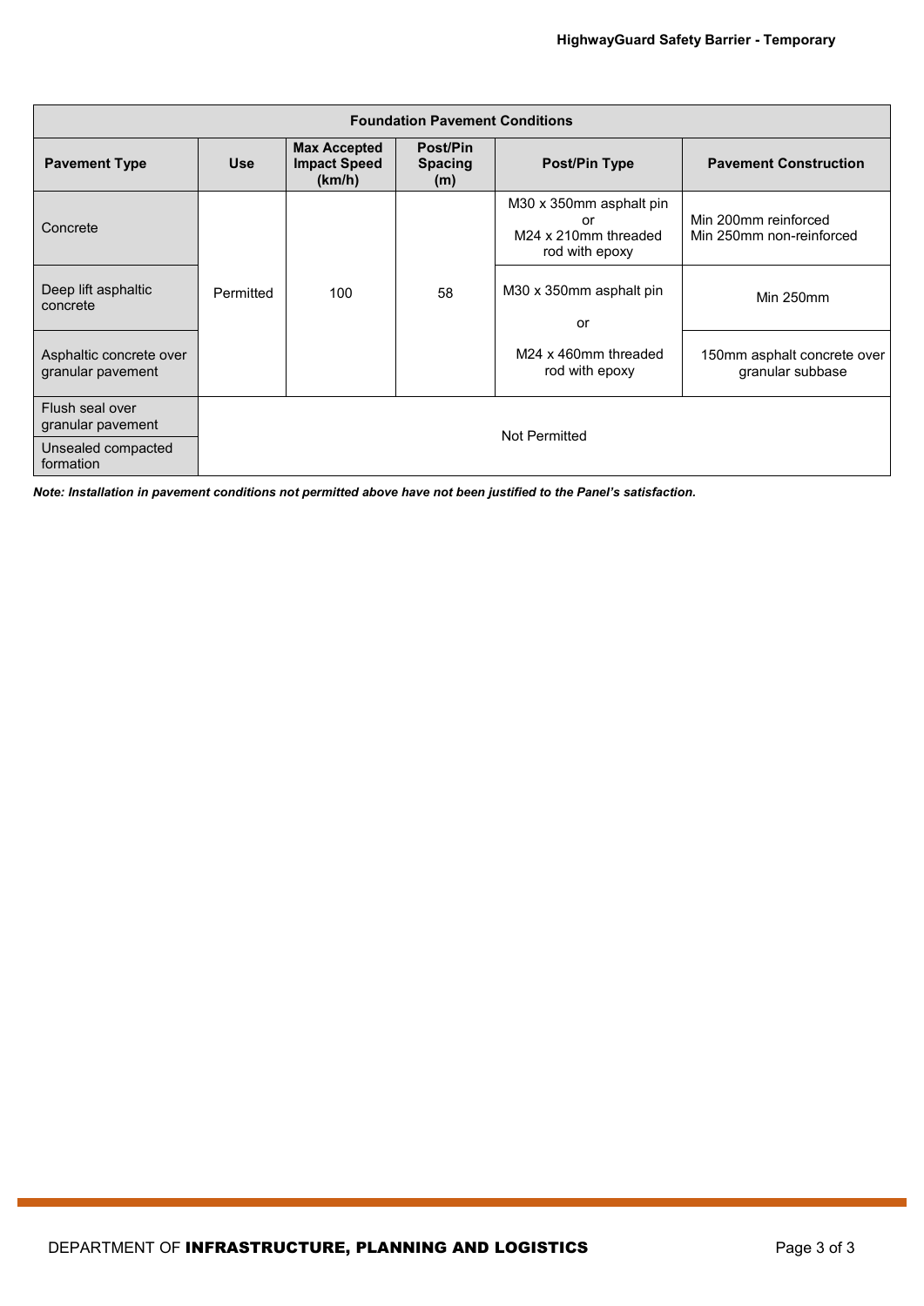| Foundation Pavement Conditions | | | | | |
|---|---|---|---|---|---|
| **Pavement Type** | **Use** | **Max Accepted Impact Speed (km/h)** | **Post/Pin Spacing (m)** | **Post/Pin Type** | **Pavement Construction** |
| Concrete | Permitted | 100 | 58 | M30 x 350mm asphalt pin or M24 x 210mm threaded rod with epoxy | Min 200mm reinforced Min 250mm non-reinforced |
| Deep lift asphaltic concrete | Permitted | 100 | 58 | M30 x 350mm asphalt pin or M24 x 460mm threaded rod with epoxy | Min 250mm |
| Asphaltic concrete over granular pavement | Permitted | 100 | 58 | M30 x 350mm asphalt pin or M24 x 460mm threaded rod with epoxy | 150mm asphalt concrete over granular subbase |
| Flush seal over granular pavement | Not Permitted | | | | |
| Unsealed compacted formation | Not Permitted | | | | |

***Note: Installation in pavement conditions not permitted above have not been justified to the Panel's satisfaction.***